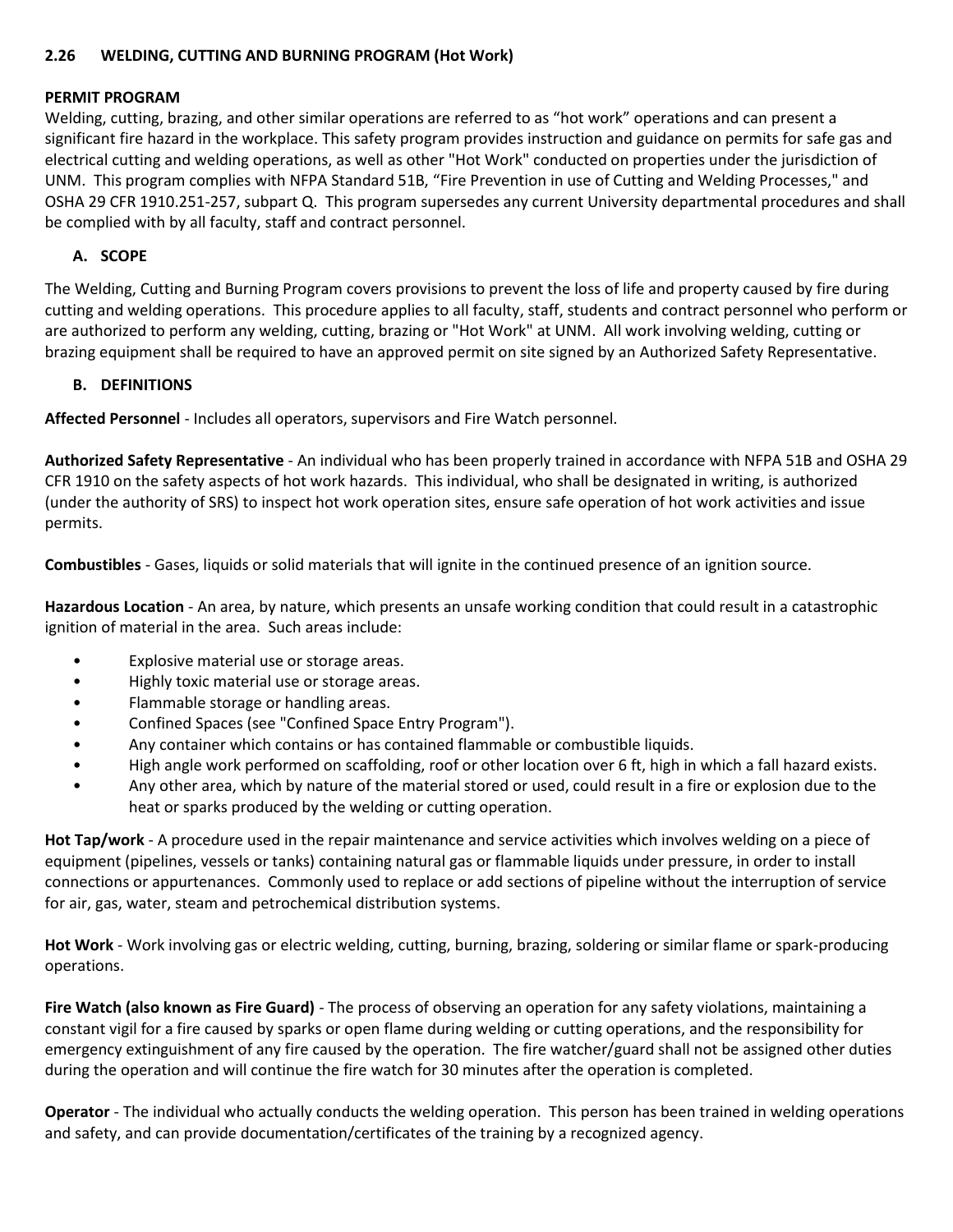## 2.26 WELDING, CUTTING AND BURNING PROGRAM (Hot Work)

**PERMIT PROGRAM**

Welding, cutting, brazing, and other similar operations are referred to as "hot work" operations and can present a significant fire hazard in the workplace. This safety program provides instruction and guidance on permits for safe gas and electrical cutting and welding operations, as well as other "Hot Work" conducted on properties under the jurisdiction of UNM. This program complies with NFPA Standard 51B, "Fire Prevention in use of Cutting and Welding Processes," and OSHA 29 CFR 1910.251-257, subpart Q. This program supersedes any current University departmental procedures and shall be complied with by all faculty, staff and contract personnel.

### A. SCOPE

The Welding, Cutting and Burning Program covers provisions to prevent the loss of life and property caused by fire during cutting and welding operations. This procedure applies to all faculty, staff, students and contract personnel who perform or are authorized to perform any welding, cutting, brazing or "Hot Work" at UNM. All work involving welding, cutting or brazing equipment shall be required to have an approved permit on site signed by an Authorized Safety Representative.

### B. DEFINITIONS

**Affected Personnel** - Includes all operators, supervisors and Fire Watch personnel.

**Authorized Safety Representative** - An individual who has been properly trained in accordance with NFPA 51B and OSHA 29 CFR 1910 on the safety aspects of hot work hazards. This individual, who shall be designated in writing, is authorized (under the authority of SRS) to inspect hot work operation sites, ensure safe operation of hot work activities and issue permits.

**Combustibles** - Gases, liquids or solid materials that will ignite in the continued presence of an ignition source.

**Hazardous Location** - An area, by nature, which presents an unsafe working condition that could result in a catastrophic ignition of material in the area. Such areas include:

- Explosive material use or storage areas.
- Highly toxic material use or storage areas.
- Flammable storage or handling areas.
- Confined Spaces (see "Confined Space Entry Program").
- Any container which contains or has contained flammable or combustible liquids.
- High angle work performed on scaffolding, roof or other location over 6 ft, high in which a fall hazard exists.
- Any other area, which by nature of the material stored or used, could result in a fire or explosion due to the heat or sparks produced by the welding or cutting operation.

**Hot Tap/work** - A procedure used in the repair maintenance and service activities which involves welding on a piece of equipment (pipelines, vessels or tanks) containing natural gas or flammable liquids under pressure, in order to install connections or appurtenances. Commonly used to replace or add sections of pipeline without the interruption of service for air, gas, water, steam and petrochemical distribution systems.

**Hot Work** - Work involving gas or electric welding, cutting, burning, brazing, soldering or similar flame or spark-producing operations.

**Fire Watch (also known as Fire Guard)** - The process of observing an operation for any safety violations, maintaining a constant vigil for a fire caused by sparks or open flame during welding or cutting operations, and the responsibility for emergency extinguishment of any fire caused by the operation. The fire watcher/guard shall not be assigned other duties during the operation and will continue the fire watch for 30 minutes after the operation is completed.

**Operator** - The individual who actually conducts the welding operation. This person has been trained in welding operations and safety, and can provide documentation/certificates of the training by a recognized agency.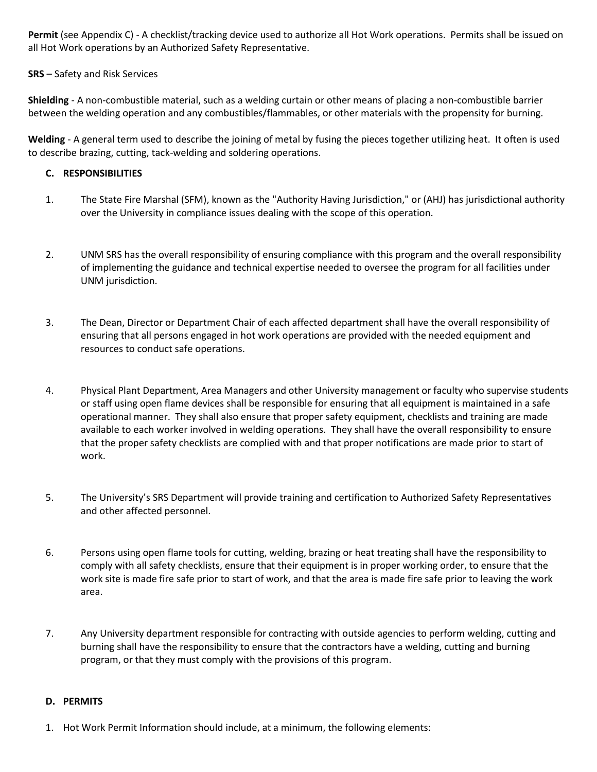**Permit** (see Appendix C) - A checklist/tracking device used to authorize all Hot Work operations. Permits shall be issued on all Hot Work operations by an Authorized Safety Representative.

**SRS** – Safety and Risk Services

**Shielding** - A non-combustible material, such as a welding curtain or other means of placing a non-combustible barrier between the welding operation and any combustibles/flammables, or other materials with the propensity for burning.

**Welding** - A general term used to describe the joining of metal by fusing the pieces together utilizing heat. It often is used to describe brazing, cutting, tack-welding and soldering operations.

### C. RESPONSIBILITIES

1. The State Fire Marshal (SFM), known as the "Authority Having Jurisdiction," or (AHJ) has jurisdictional authority over the University in compliance issues dealing with the scope of this operation.

2. UNM SRS has the overall responsibility of ensuring compliance with this program and the overall responsibility of implementing the guidance and technical expertise needed to oversee the program for all facilities under UNM jurisdiction.

3. The Dean, Director or Department Chair of each affected department shall have the overall responsibility of ensuring that all persons engaged in hot work operations are provided with the needed equipment and resources to conduct safe operations.

4. Physical Plant Department, Area Managers and other University management or faculty who supervise students or staff using open flame devices shall be responsible for ensuring that all equipment is maintained in a safe operational manner. They shall also ensure that proper safety equipment, checklists and training are made available to each worker involved in welding operations. They shall have the overall responsibility to ensure that the proper safety checklists are complied with and that proper notifications are made prior to start of work.

5. The University's SRS Department will provide training and certification to Authorized Safety Representatives and other affected personnel.

6. Persons using open flame tools for cutting, welding, brazing or heat treating shall have the responsibility to comply with all safety checklists, ensure that their equipment is in proper working order, to ensure that the work site is made fire safe prior to start of work, and that the area is made fire safe prior to leaving the work area.

7. Any University department responsible for contracting with outside agencies to perform welding, cutting and burning shall have the responsibility to ensure that the contractors have a welding, cutting and burning program, or that they must comply with the provisions of this program.

### D. PERMITS

1. Hot Work Permit Information should include, at a minimum, the following elements: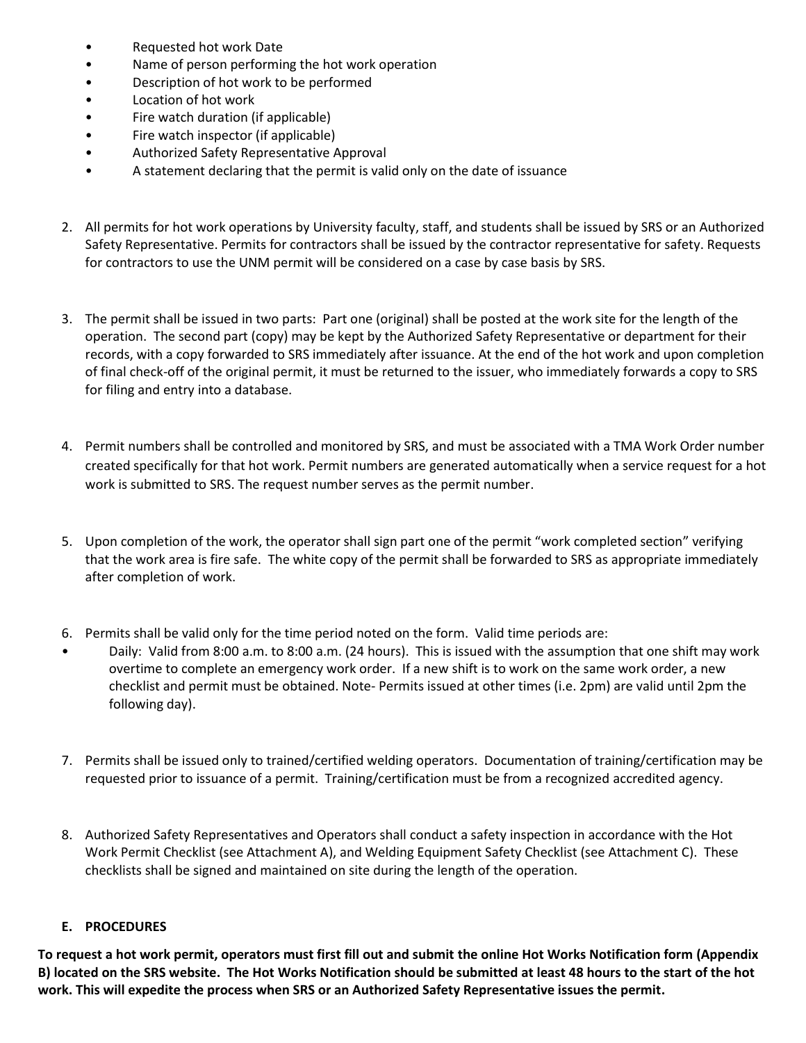- Requested hot work Date
- Name of person performing the hot work operation
- Description of hot work to be performed
- Location of hot work
- Fire watch duration (if applicable)
- Fire watch inspector (if applicable)
- Authorized Safety Representative Approval
- A statement declaring that the permit is valid only on the date of issuance

2. All permits for hot work operations by University faculty, staff, and students shall be issued by SRS or an Authorized Safety Representative. Permits for contractors shall be issued by the contractor representative for safety. Requests for contractors to use the UNM permit will be considered on a case by case basis by SRS.

3. The permit shall be issued in two parts: Part one (original) shall be posted at the work site for the length of the operation. The second part (copy) may be kept by the Authorized Safety Representative or department for their records, with a copy forwarded to SRS immediately after issuance. At the end of the hot work and upon completion of final check-off of the original permit, it must be returned to the issuer, who immediately forwards a copy to SRS for filing and entry into a database.

4. Permit numbers shall be controlled and monitored by SRS, and must be associated with a TMA Work Order number created specifically for that hot work. Permit numbers are generated automatically when a service request for a hot work is submitted to SRS. The request number serves as the permit number.

5. Upon completion of the work, the operator shall sign part one of the permit "work completed section" verifying that the work area is fire safe. The white copy of the permit shall be forwarded to SRS as appropriate immediately after completion of work.

6. Permits shall be valid only for the time period noted on the form. Valid time periods are:

- Daily: Valid from 8:00 a.m. to 8:00 a.m. (24 hours). This is issued with the assumption that one shift may work overtime to complete an emergency work order. If a new shift is to work on the same work order, a new checklist and permit must be obtained. Note- Permits issued at other times (i.e. 2pm) are valid until 2pm the following day).

7. Permits shall be issued only to trained/certified welding operators. Documentation of training/certification may be requested prior to issuance of a permit. Training/certification must be from a recognized accredited agency.

8. Authorized Safety Representatives and Operators shall conduct a safety inspection in accordance with the Hot Work Permit Checklist (see Attachment A), and Welding Equipment Safety Checklist (see Attachment C). These checklists shall be signed and maintained on site during the length of the operation.

## E. PROCEDURES

**To request a hot work permit, operators must first fill out and submit the online Hot Works Notification form (Appendix B) located on the SRS website. The Hot Works Notification should be submitted at least 48 hours to the start of the hot work. This will expedite the process when SRS or an Authorized Safety Representative issues the permit.**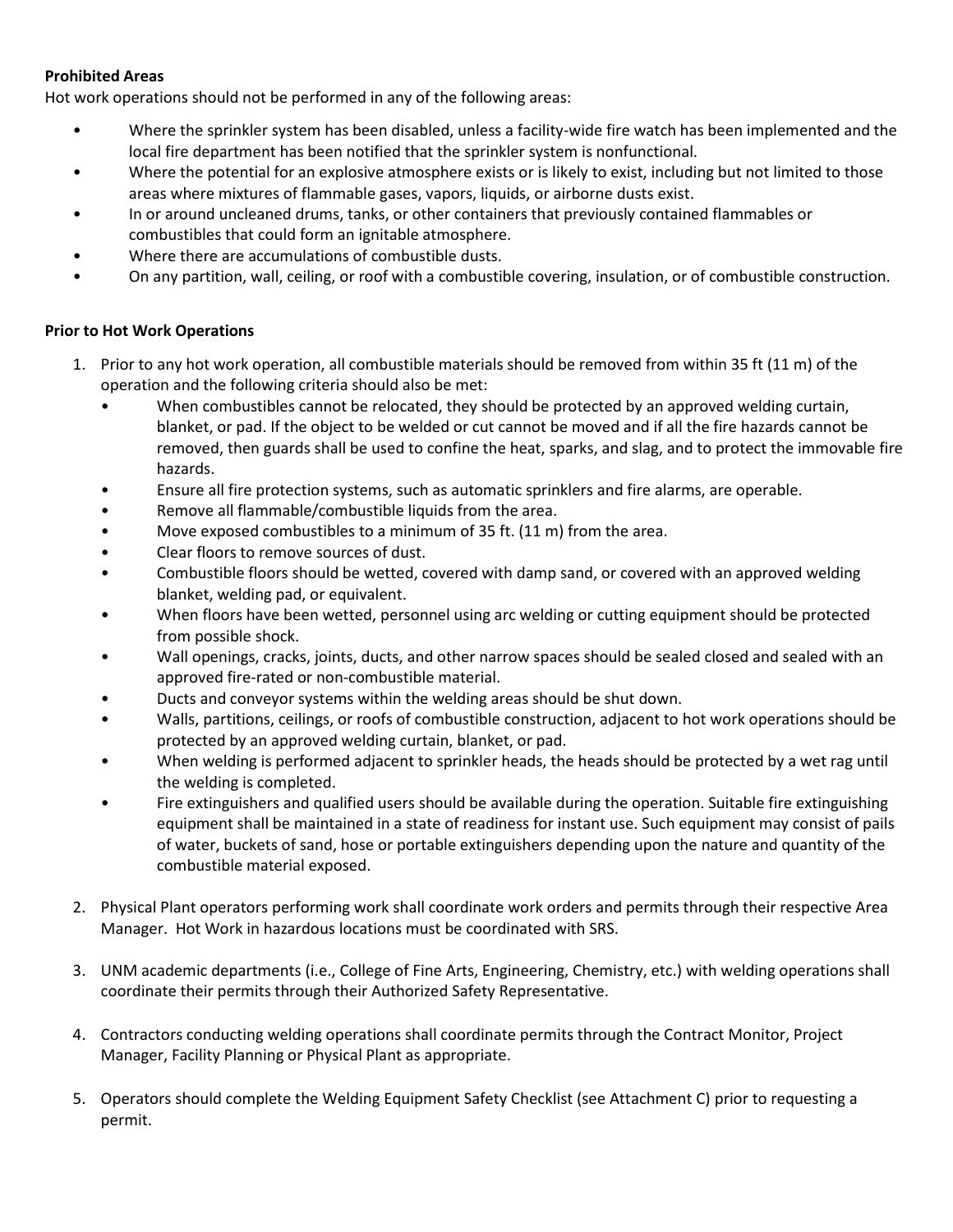**Prohibited Areas**

Hot work operations should not be performed in any of the following areas:

- Where the sprinkler system has been disabled, unless a facility-wide fire watch has been implemented and the local fire department has been notified that the sprinkler system is nonfunctional.
- Where the potential for an explosive atmosphere exists or is likely to exist, including but not limited to those areas where mixtures of flammable gases, vapors, liquids, or airborne dusts exist.
- In or around uncleaned drums, tanks, or other containers that previously contained flammables or combustibles that could form an ignitable atmosphere.
- Where there are accumulations of combustible dusts.
- On any partition, wall, ceiling, or roof with a combustible covering, insulation, or of combustible construction.

**Prior to Hot Work Operations**

1. Prior to any hot work operation, all combustible materials should be removed from within 35 ft (11 m) of the operation and the following criteria should also be met:
   - When combustibles cannot be relocated, they should be protected by an approved welding curtain, blanket, or pad. If the object to be welded or cut cannot be moved and if all the fire hazards cannot be removed, then guards shall be used to confine the heat, sparks, and slag, and to protect the immovable fire hazards.
   - Ensure all fire protection systems, such as automatic sprinklers and fire alarms, are operable.
   - Remove all flammable/combustible liquids from the area.
   - Move exposed combustibles to a minimum of 35 ft. (11 m) from the area.
   - Clear floors to remove sources of dust.
   - Combustible floors should be wetted, covered with damp sand, or covered with an approved welding blanket, welding pad, or equivalent.
   - When floors have been wetted, personnel using arc welding or cutting equipment should be protected from possible shock.
   - Wall openings, cracks, joints, ducts, and other narrow spaces should be sealed closed and sealed with an approved fire-rated or non-combustible material.
   - Ducts and conveyor systems within the welding areas should be shut down.
   - Walls, partitions, ceilings, or roofs of combustible construction, adjacent to hot work operations should be protected by an approved welding curtain, blanket, or pad.
   - When welding is performed adjacent to sprinkler heads, the heads should be protected by a wet rag until the welding is completed.
   - Fire extinguishers and qualified users should be available during the operation. Suitable fire extinguishing equipment shall be maintained in a state of readiness for instant use. Such equipment may consist of pails of water, buckets of sand, hose or portable extinguishers depending upon the nature and quantity of the combustible material exposed.

2. Physical Plant operators performing work shall coordinate work orders and permits through their respective Area Manager. Hot Work in hazardous locations must be coordinated with SRS.

3. UNM academic departments (i.e., College of Fine Arts, Engineering, Chemistry, etc.) with welding operations shall coordinate their permits through their Authorized Safety Representative.

4. Contractors conducting welding operations shall coordinate permits through the Contract Monitor, Project Manager, Facility Planning or Physical Plant as appropriate.

5. Operators should complete the Welding Equipment Safety Checklist (see Attachment C) prior to requesting a permit.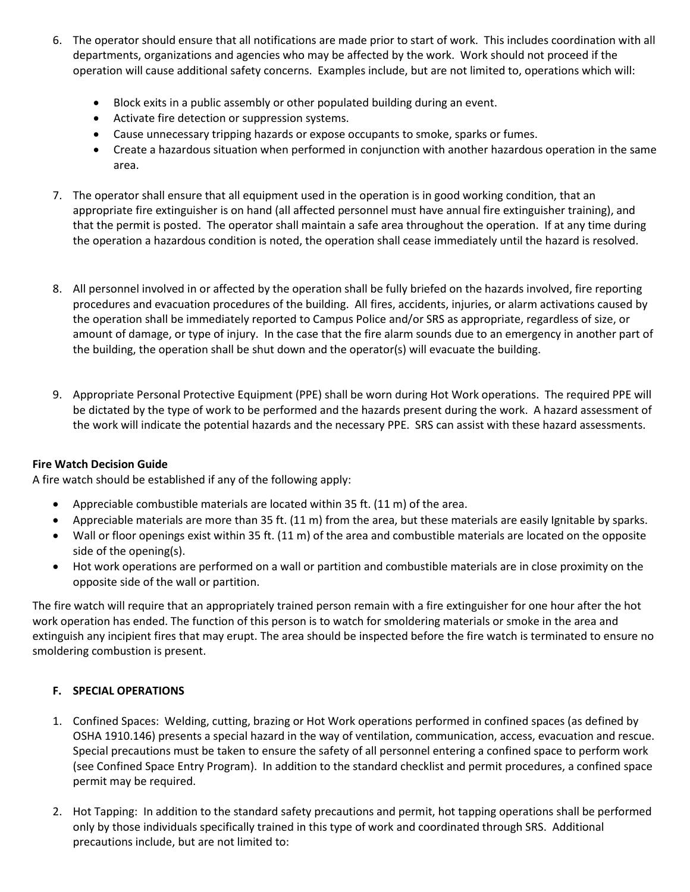6. The operator should ensure that all notifications are made prior to start of work. This includes coordination with all departments, organizations and agencies who may be affected by the work. Work should not proceed if the operation will cause additional safety concerns. Examples include, but are not limited to, operations which will:

   - Block exits in a public assembly or other populated building during an event.
   - Activate fire detection or suppression systems.
   - Cause unnecessary tripping hazards or expose occupants to smoke, sparks or fumes.
   - Create a hazardous situation when performed in conjunction with another hazardous operation in the same area.

7. The operator shall ensure that all equipment used in the operation is in good working condition, that an appropriate fire extinguisher is on hand (all affected personnel must have annual fire extinguisher training), and that the permit is posted. The operator shall maintain a safe area throughout the operation. If at any time during the operation a hazardous condition is noted, the operation shall cease immediately until the hazard is resolved.

8. All personnel involved in or affected by the operation shall be fully briefed on the hazards involved, fire reporting procedures and evacuation procedures of the building. All fires, accidents, injuries, or alarm activations caused by the operation shall be immediately reported to Campus Police and/or SRS as appropriate, regardless of size, or amount of damage, or type of injury. In the case that the fire alarm sounds due to an emergency in another part of the building, the operation shall be shut down and the operator(s) will evacuate the building.

9. Appropriate Personal Protective Equipment (PPE) shall be worn during Hot Work operations. The required PPE will be dictated by the type of work to be performed and the hazards present during the work. A hazard assessment of the work will indicate the potential hazards and the necessary PPE. SRS can assist with these hazard assessments.

**Fire Watch Decision Guide**

A fire watch should be established if any of the following apply:

- Appreciable combustible materials are located within 35 ft. (11 m) of the area.
- Appreciable materials are more than 35 ft. (11 m) from the area, but these materials are easily Ignitable by sparks.
- Wall or floor openings exist within 35 ft. (11 m) of the area and combustible materials are located on the opposite side of the opening(s).
- Hot work operations are performed on a wall or partition and combustible materials are in close proximity on the opposite side of the wall or partition.

The fire watch will require that an appropriately trained person remain with a fire extinguisher for one hour after the hot work operation has ended. The function of this person is to watch for smoldering materials or smoke in the area and extinguish any incipient fires that may erupt. The area should be inspected before the fire watch is terminated to ensure no smoldering combustion is present.

## F. SPECIAL OPERATIONS

1. Confined Spaces: Welding, cutting, brazing or Hot Work operations performed in confined spaces (as defined by OSHA 1910.146) presents a special hazard in the way of ventilation, communication, access, evacuation and rescue. Special precautions must be taken to ensure the safety of all personnel entering a confined space to perform work (see Confined Space Entry Program). In addition to the standard checklist and permit procedures, a confined space permit may be required.

2. Hot Tapping: In addition to the standard safety precautions and permit, hot tapping operations shall be performed only by those individuals specifically trained in this type of work and coordinated through SRS. Additional precautions include, but are not limited to: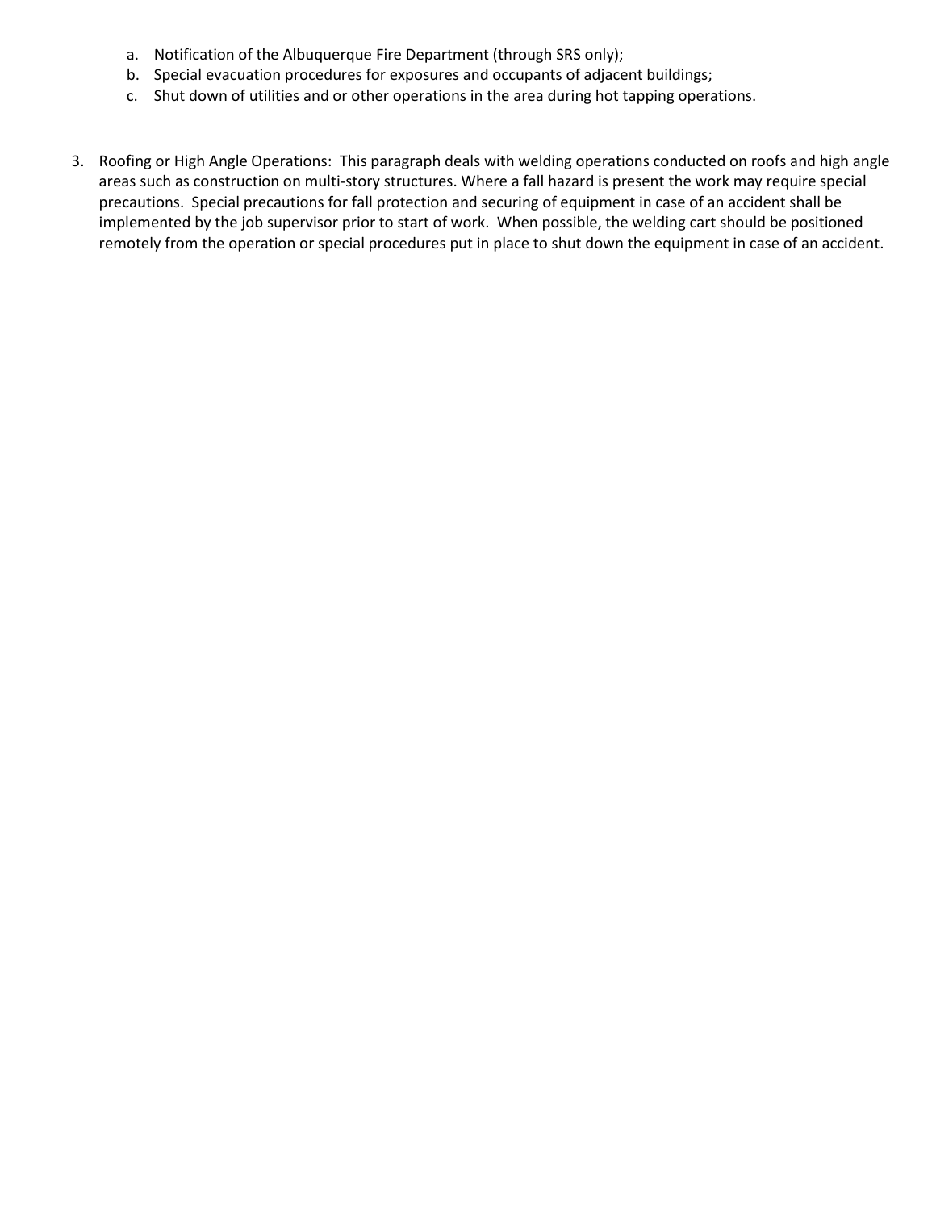a. Notification of the Albuquerque Fire Department (through SRS only);
   b. Special evacuation procedures for exposures and occupants of adjacent buildings;
   c. Shut down of utilities and or other operations in the area during hot tapping operations.

3. Roofing or High Angle Operations: This paragraph deals with welding operations conducted on roofs and high angle areas such as construction on multi-story structures. Where a fall hazard is present the work may require special precautions. Special precautions for fall protection and securing of equipment in case of an accident shall be implemented by the job supervisor prior to start of work. When possible, the welding cart should be positioned remotely from the operation or special procedures put in place to shut down the equipment in case of an accident.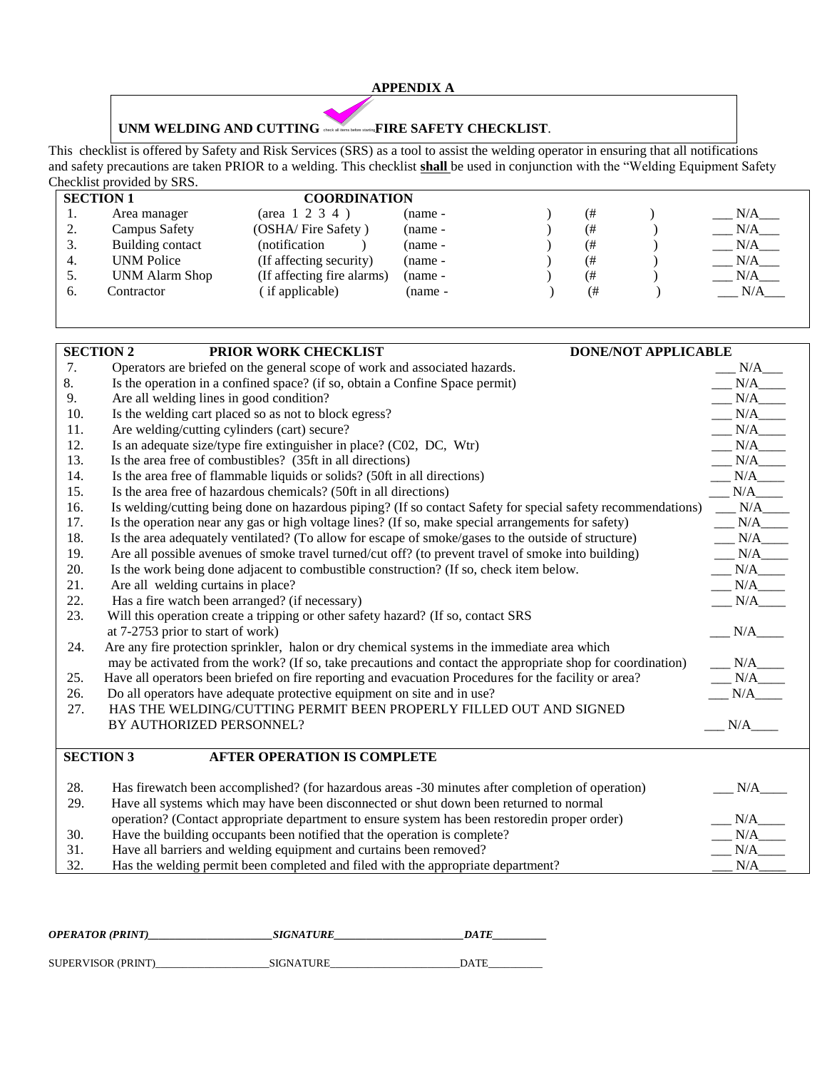## APPENDIX A

### UNM WELDING AND CUTTING FIRE SAFETY CHECKLIST.

This checklist is offered by Safety and Risk Services (SRS) as a tool to assist the welding operator in ensuring that all notifications and safety precautions are taken PRIOR to a welding. This checklist **shall** be used in conjunction with the "Welding Equipment Safety Checklist provided by SRS.

| SECTION 1 | | COORDINATION | | | |
|---|---|---|---|---|---|
| 1. | Area manager | (area 1 2 3 4 ) | (name - ) | (# ) | ___ N/A___ |
| 2. | Campus Safety | (OSHA/ Fire Safety ) | (name - ) | (# ) | ___ N/A___ |
| 3. | Building contact | (notification ) | (name - ) | (# ) | ___ N/A___ |
| 4. | UNM Police | (If affecting security) | (name - ) | (# ) | ___ N/A___ |
| 5. | UNM Alarm Shop | (If affecting fire alarms) | (name - ) | (# ) | ___ N/A___ |
| 6. | Contractor | ( if applicable) | (name - ) | (# ) | ___ N/A___ |

| SECTION 2 | PRIOR WORK CHECKLIST | DONE/NOT APPLICABLE |
|---|---|---|
| 7. | Operators are briefed on the general scope of work and associated hazards. | ___ N/A___ |
| 8. | Is the operation in a confined space? (if so, obtain a Confine Space permit) | ___ N/A____ |
| 9. | Are all welding lines in good condition? | ___ N/A____ |
| 10. | Is the welding cart placed so as not to block egress? | ___ N/A____ |
| 11. | Are welding/cutting cylinders (cart) secure? | ___ N/A____ |
| 12. | Is an adequate size/type fire extinguisher in place? (C02, DC, Wtr) | ___ N/A____ |
| 13. | Is the area free of combustibles? (35ft in all directions) | ___ N/A____ |
| 14. | Is the area free of flammable liquids or solids? (50ft in all directions) | ___ N/A____ |
| 15. | Is the area free of hazardous chemicals? (50ft in all directions) | ___ N/A____ |
| 16. | Is welding/cutting being done on hazardous piping? (If so contact Safety for special safety recommendations) | ___ N/A____ |
| 17. | Is the operation near any gas or high voltage lines? (If so, make special arrangements for safety) | ___ N/A____ |
| 18. | Is the area adequately ventilated? (To allow for escape of smoke/gases to the outside of structure) | ___ N/A____ |
| 19. | Are all possible avenues of smoke travel turned/cut off? (to prevent travel of smoke into building) | ___ N/A____ |
| 20. | Is the work being done adjacent to combustible construction? (If so, check item below. | ___ N/A____ |
| 21. | Are all welding curtains in place? | ___ N/A____ |
| 22. | Has a fire watch been arranged? (if necessary) | ___ N/A____ |
| 23. | Will this operation create a tripping or other safety hazard? (If so, contact SRS at 7-2753 prior to start of work) | ___ N/A____ |
| 24. | Are any fire protection sprinkler, halon or dry chemical systems in the immediate area which may be activated from the work? (If so, take precautions and contact the appropriate shop for coordination) | ___ N/A____ |
| 25. | Have all operators been briefed on fire reporting and evacuation Procedures for the facility or area? | ___ N/A____ |
| 26. | Do all operators have adequate protective equipment on site and in use? | ___ N/A____ |
| 27. | HAS THE WELDING/CUTTING PERMIT BEEN PROPERLY FILLED OUT AND SIGNED BY AUTHORIZED PERSONNEL? | ___ N/A____ |

| SECTION 3 | AFTER OPERATION IS COMPLETE | |
|---|---|---|
| 28. | Has firewatch been accomplished? (for hazardous areas -30 minutes after completion of operation) | ___ N/A____ |
| 29. | Have all systems which may have been disconnected or shut down been returned to normal operation? (Contact appropriate department to ensure system has been restoredin proper order) | ___ N/A____ |
| 30. | Have the building occupants been notified that the operation is complete? | ___ N/A____ |
| 31. | Have all barriers and welding equipment and curtains been removed? | ___ N/A____ |
| 32. | Has the welding permit been completed and filed with the appropriate department? | ___ N/A____ |

***OPERATOR (PRINT)______________________SIGNATURE______________________DATE_________***

SUPERVISOR (PRINT)____________________SIGNATURE______________________DATE_________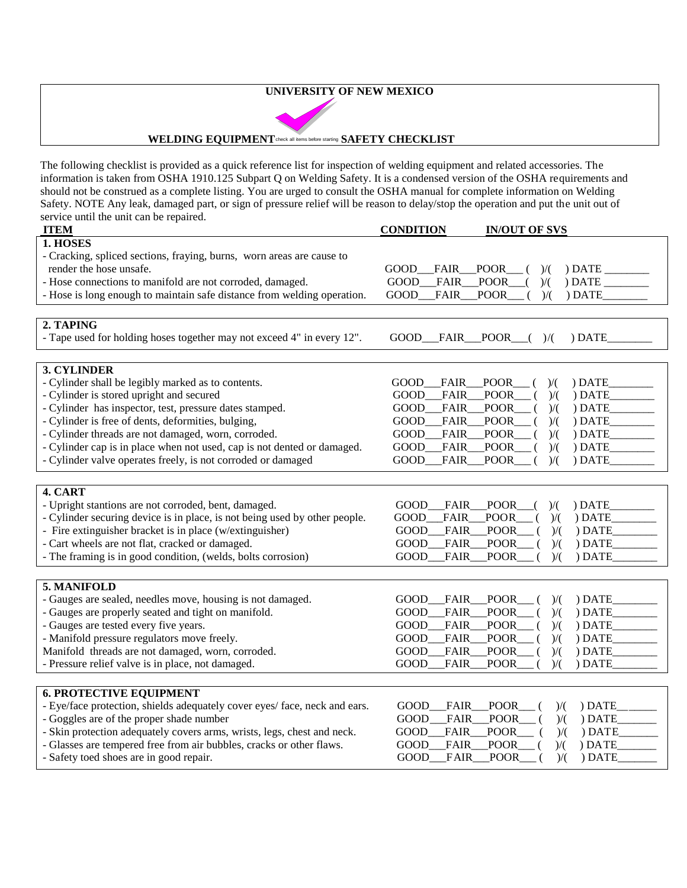# UNIVERSITY OF NEW MEXICO

## WELDING EQUIPMENT check all items before starting SAFETY CHECKLIST

The following checklist is provided as a quick reference list for inspection of welding equipment and related accessories. The information is taken from OSHA 1910.125 Subpart Q on Welding Safety. It is a condensed version of the OSHA requirements and should not be construed as a complete listing. You are urged to consult the OSHA manual for complete information on Welding Safety. NOTE Any leak, damaged part, or sign of pressure relief will be reason to delay/stop the operation and put the unit out of service until the unit can be repaired.

| ITEM | CONDITION | IN/OUT OF SVS |
|---|---|---|
| **1. HOSES** | | |
| - Cracking, spliced sections, fraying, burns, worn areas are cause to render the hose unsafe. | GOOD___FAIR___POOR___ | ( )/( ) DATE________ |
| - Hose connections to manifold are not corroded, damaged. | GOOD___FAIR___POOR___ | ( )/( ) DATE________ |
| - Hose is long enough to maintain safe distance from welding operation. | GOOD___FAIR___POOR___ | ( )/( ) DATE________ |
| **2. TAPING** | | |
| - Tape used for holding hoses together may not exceed 4" in every 12". | GOOD___FAIR___POOR___ | ( )/( ) DATE________ |
| **3. CYLINDER** | | |
| - Cylinder shall be legibly marked as to contents. | GOOD___FAIR___POOR___ | ( )/( ) DATE________ |
| - Cylinder is stored upright and secured | GOOD___FAIR___POOR___ | ( )/( ) DATE________ |
| - Cylinder has inspector, test, pressure dates stamped. | GOOD___FAIR___POOR___ | ( )/( ) DATE________ |
| - Cylinder is free of dents, deformities, bulging, | GOOD___FAIR___POOR___ | ( )/( ) DATE________ |
| - Cylinder threads are not damaged, worn, corroded. | GOOD___FAIR___POOR___ | ( )/( ) DATE________ |
| - Cylinder cap is in place when not used, cap is not dented or damaged. | GOOD___FAIR___POOR___ | ( )/( ) DATE________ |
| - Cylinder valve operates freely, is not corroded or damaged | GOOD___FAIR___POOR___ | ( )/( ) DATE________ |
| **4. CART** | | |
| - Upright stantions are not corroded, bent, damaged. | GOOD___FAIR___POOR___ | ( )/( ) DATE________ |
| - Cylinder securing device is in place, is not being used by other people. | GOOD___FAIR___POOR___ | ( )/( ) DATE________ |
| - Fire extinguisher bracket is in place (w/extinguisher) | GOOD___FAIR___POOR___ | ( )/( ) DATE________ |
| - Cart wheels are not flat, cracked or damaged. | GOOD___FAIR___POOR___ | ( )/( ) DATE________ |
| - The framing is in good condition, (welds, bolts corrosion) | GOOD___FAIR___POOR___ | ( )/( ) DATE________ |
| **5. MANIFOLD** | | |
| - Gauges are sealed, needles move, housing is not damaged. | GOOD___FAIR___POOR___ | ( )/( ) DATE________ |
| - Gauges are properly seated and tight on manifold. | GOOD___FAIR___POOR___ | ( )/( ) DATE________ |
| - Gauges are tested every five years. | GOOD___FAIR___POOR___ | ( )/( ) DATE________ |
| - Manifold pressure regulators move freely. | GOOD___FAIR___POOR___ | ( )/( ) DATE________ |
| Manifold threads are not damaged, worn, corroded. | GOOD___FAIR___POOR___ | ( )/( ) DATE________ |
| - Pressure relief valve is in place, not damaged. | GOOD___FAIR___POOR___ | ( )/( ) DATE________ |
| **6. PROTECTIVE EQUIPMENT** | | |
| - Eye/face protection, shields adequately cover eyes/ face, neck and ears. | GOOD___FAIR___POOR___ | ( )/( ) DATE________ |
| - Goggles are of the proper shade number | GOOD___FAIR___POOR___ | ( )/( ) DATE________ |
| - Skin protection adequately covers arms, wrists, legs, chest and neck. | GOOD___FAIR___POOR___ | ( )/( ) DATE________ |
| - Glasses are tempered free from air bubbles, cracks or other flaws. | GOOD___FAIR___POOR___ | ( )/( ) DATE________ |
| - Safety toed shoes are in good repair. | GOOD___FAIR___POOR___ | ( )/( ) DATE________ |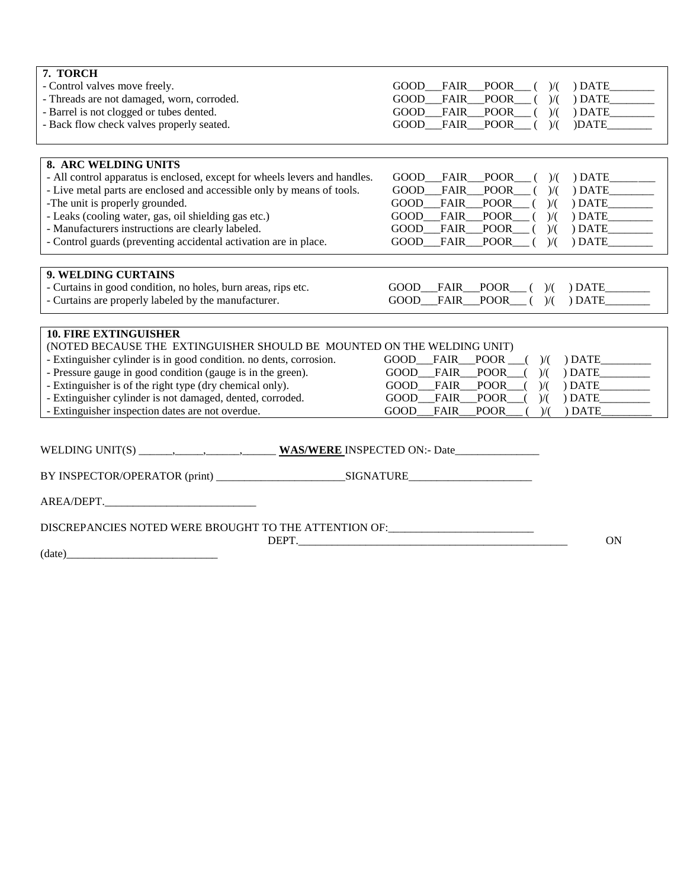**7. TORCH**

| Item | Rating |
|---|---|
| - Control valves move freely. | GOOD___FAIR___POOR___ (  )/(  ) DATE________ |
| - Threads are not damaged, worn, corroded. | GOOD___FAIR___POOR___ (  )/(  ) DATE________ |
| - Barrel is not clogged or tubes dented. | GOOD___FAIR___POOR___ (  )/(  ) DATE________ |
| - Back flow check valves properly seated. | GOOD___FAIR___POOR___ (  )/(  )DATE________ |

**8. ARC WELDING UNITS**

| Item | Rating |
|---|---|
| - All control apparatus is enclosed, except for wheels levers and handles. | GOOD___FAIR___POOR___ (  )/(  ) DATE________ |
| - Live metal parts are enclosed and accessible only by means of tools. | GOOD___FAIR___POOR___ (  )/(  ) DATE________ |
| -The unit is properly grounded. | GOOD___FAIR___POOR___ (  )/(  ) DATE________ |
| - Leaks (cooling water, gas, oil shielding gas etc.) | GOOD___FAIR___POOR___ (  )/(  ) DATE________ |
| - Manufacturers instructions are clearly labeled. | GOOD___FAIR___POOR___ (  )/(  ) DATE________ |
| - Control guards (preventing accidental activation are in place. | GOOD___FAIR___POOR___ (  )/(  ) DATE________ |

**9. WELDING CURTAINS**

| Item | Rating |
|---|---|
| - Curtains in good condition, no holes, burn areas, rips etc. | GOOD___FAIR___POOR___ (  )/(  ) DATE________ |
| - Curtains are properly labeled by the manufacturer. | GOOD___FAIR___POOR___ (  )/(  ) DATE________ |

**10. FIRE EXTINGUISHER**

(NOTED BECAUSE THE EXTINGUISHER SHOULD BE MOUNTED ON THE WELDING UNIT)

| Item | Rating |
|---|---|
| - Extinguisher cylinder is in good condition. no dents, corrosion. | GOOD___FAIR___POOR ___(  )/(  ) DATE_________ |
| - Pressure gauge in good condition (gauge is in the green). | GOOD___FAIR___POOR___(  )/(  ) DATE_________ |
| - Extinguisher is of the right type (dry chemical only). | GOOD___FAIR___POOR___(  )/(  ) DATE_________ |
| - Extinguisher cylinder is not damaged, dented, corroded. | GOOD___FAIR___POOR___(  )/(  ) DATE_________ |
| - Extinguisher inspection dates are not overdue. | GOOD___FAIR___POOR___ (  )/(  ) DATE_________ |

WELDING UNIT(S) ______,_____,______,______ **WAS/WERE** INSPECTED ON:- Date_______________

BY INSPECTOR/OPERATOR (print) ________________________SIGNATURE______________________

AREA/DEPT.___________________________

DISCREPANCIES NOTED WERE BROUGHT TO THE ATTENTION OF:__________________________
DEPT.__________________________________________________ ON
(date)____________________________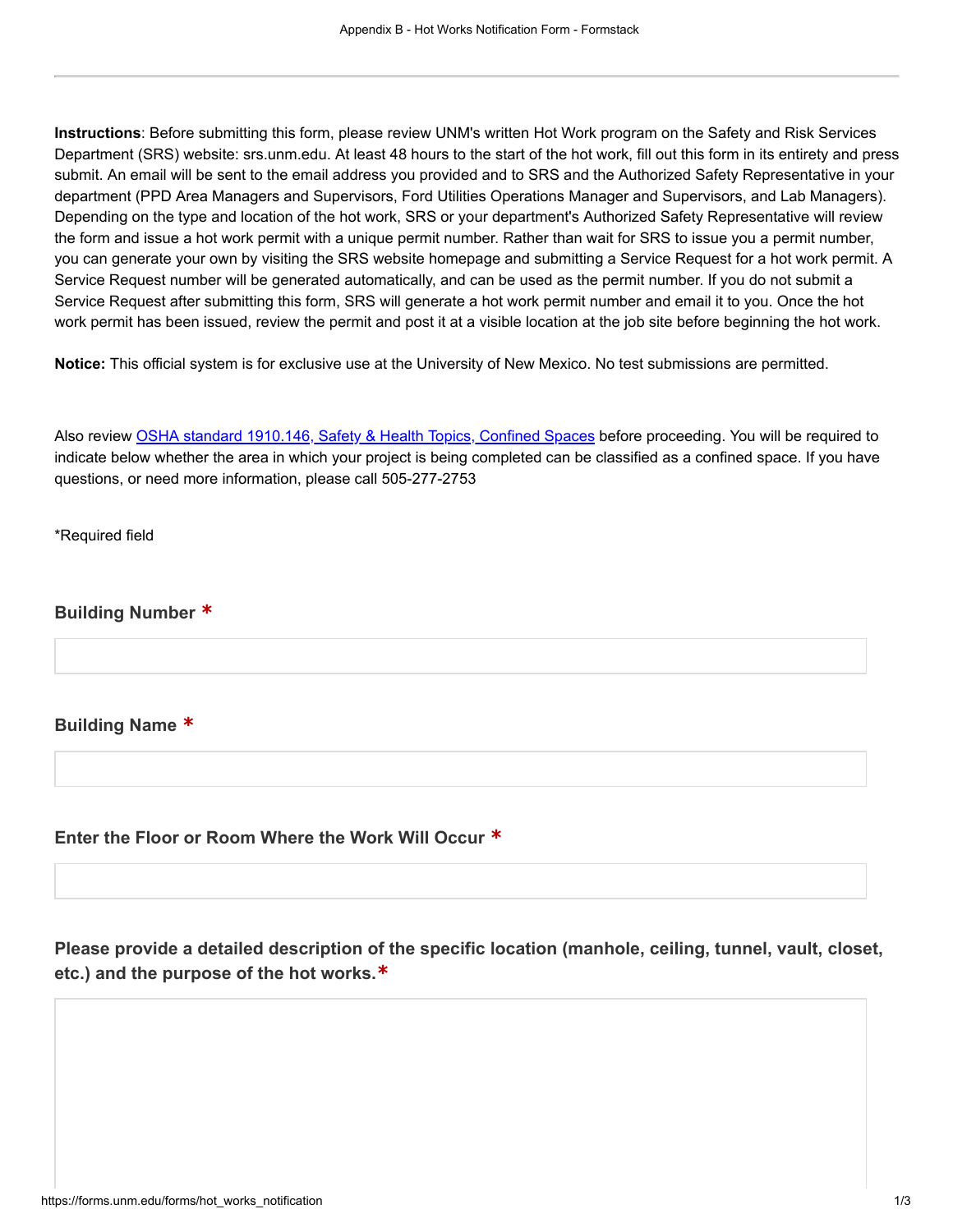**Instructions**: Before submitting this form, please review UNM's written Hot Work program on the Safety and Risk Services Department (SRS) website: srs.unm.edu. At least 48 hours to the start of the hot work, fill out this form in its entirety and press submit. An email will be sent to the email address you provided and to SRS and the Authorized Safety Representative in your department (PPD Area Managers and Supervisors, Ford Utilities Operations Manager and Supervisors, and Lab Managers). Depending on the type and location of the hot work, SRS or your department's Authorized Safety Representative will review the form and issue a hot work permit with a unique permit number. Rather than wait for SRS to issue you a permit number, you can generate your own by visiting the SRS website homepage and submitting a Service Request for a hot work permit. A Service Request number will be generated automatically, and can be used as the permit number. If you do not submit a Service Request after submitting this form, SRS will generate a hot work permit number and email it to you. Once the hot work permit has been issued, review the permit and post it at a visible location at the job site before beginning the hot work.

**Notice:** This official system is for exclusive use at the University of New Mexico. No test submissions are permitted.

Also review OSHA standard 1910.146, Safety & Health Topics, Confined Spaces before proceeding. You will be required to indicate below whether the area in which your project is being completed can be classified as a confined space. If you have questions, or need more information, please call 505-277-2753

*Required field

**Building Number** *

**Building Name** *

**Enter the Floor or Room Where the Work Will Occur** *

**Please provide a detailed description of the specific location (manhole, ceiling, tunnel, vault, closet, etc.) and the purpose of the hot works.***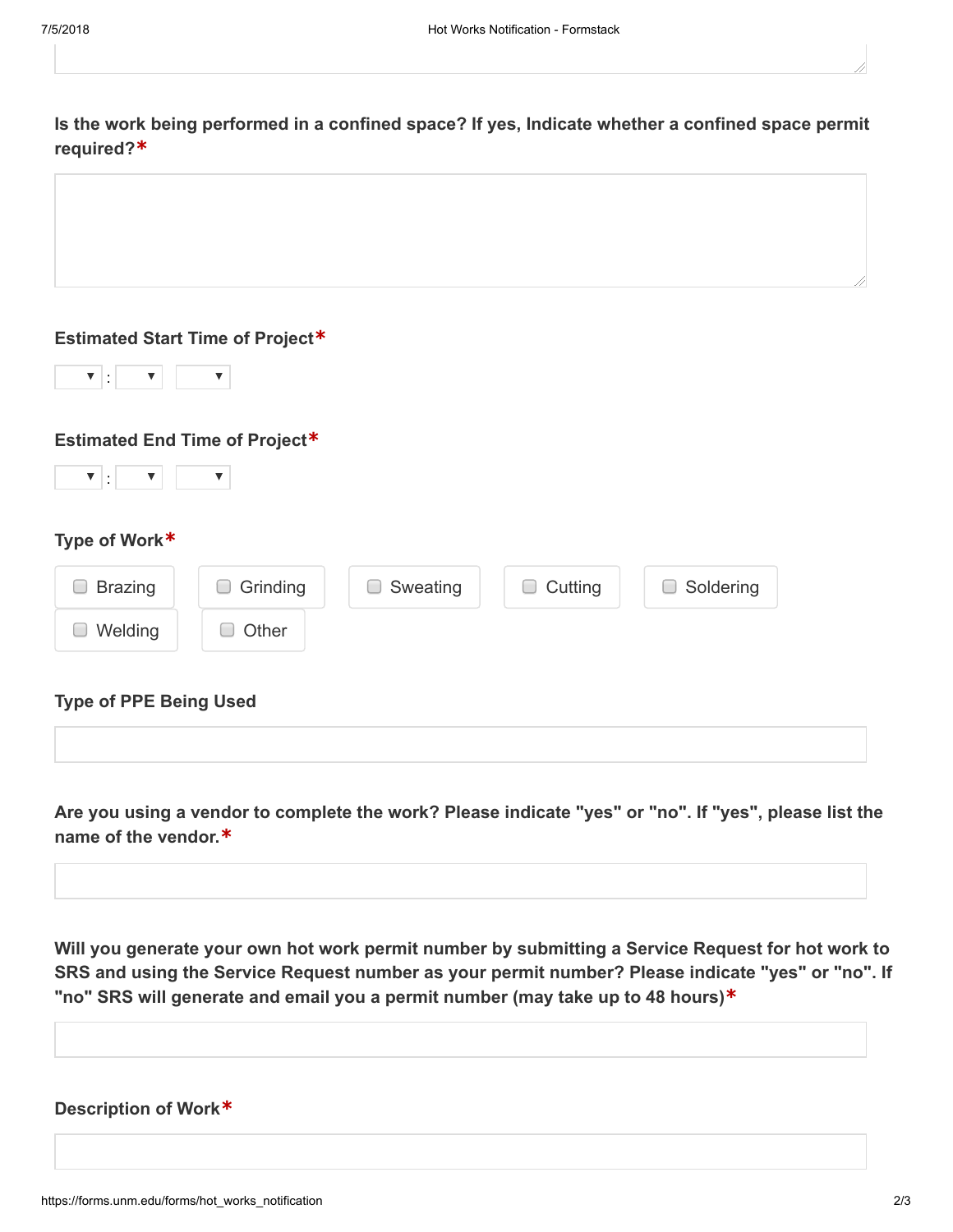**Is the work being performed in a confined space? If yes, Indicate whether a confined space permit required?***

**Estimated Start Time of Project***

▼ : ▼ ▼

**Estimated End Time of Project***

▼ : ▼ ▼

**Type of Work***

- ☐ Brazing
- ☐ Grinding
- ☐ Sweating
- ☐ Cutting
- ☐ Soldering
- ☐ Welding
- ☐ Other

**Type of PPE Being Used**

**Are you using a vendor to complete the work? Please indicate "yes" or "no". If "yes", please list the name of the vendor.***

**Will you generate your own hot work permit number by submitting a Service Request for hot work to SRS and using the Service Request number as your permit number? Please indicate "yes" or "no". If "no" SRS will generate and email you a permit number (may take up to 48 hours)***

**Description of Work***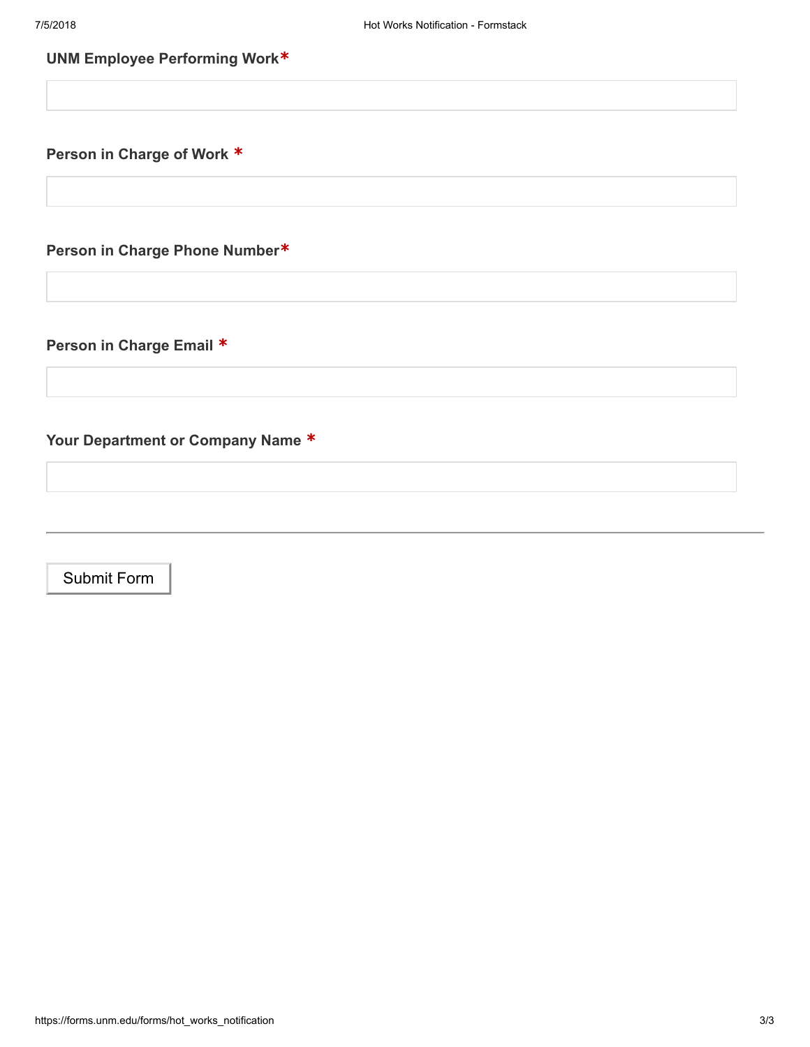**UNM Employee Performing Work***

**Person in Charge of Work ***

**Person in Charge Phone Number***

**Person in Charge Email ***

**Your Department or Company Name ***

---

Submit Form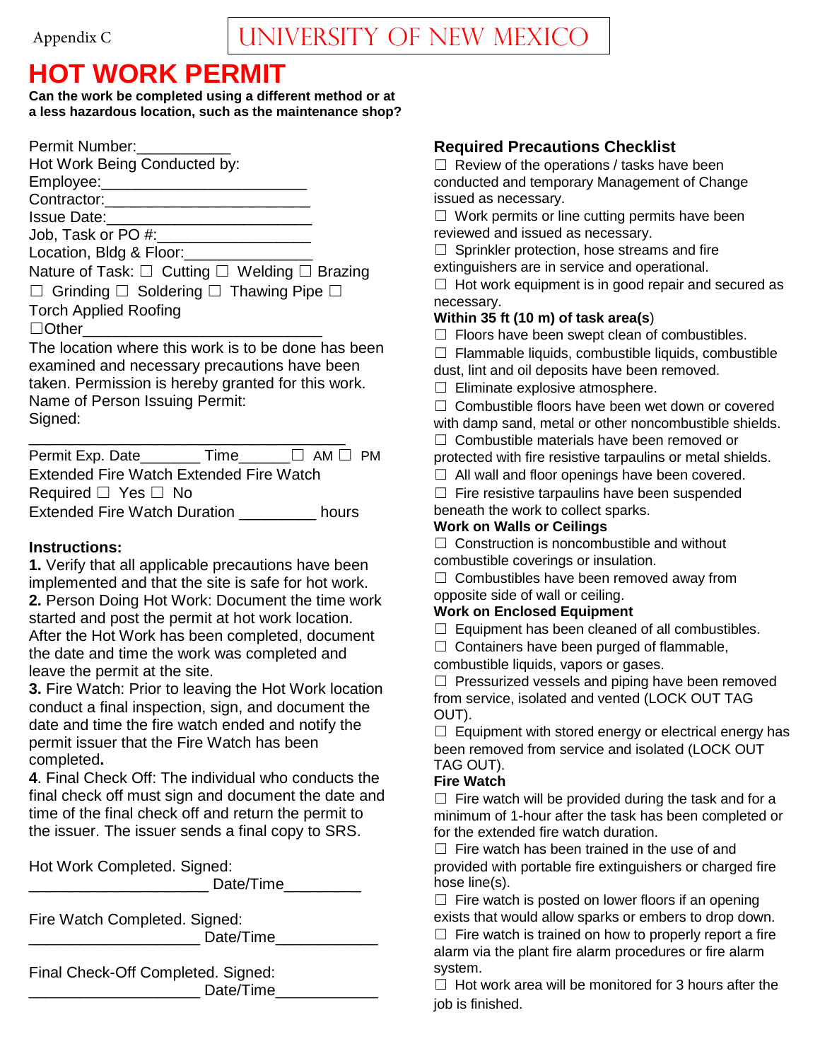Appendix C

UNIVERSITY OF NEW MEXICO

# HOT WORK PERMIT

**Can the work be completed using a different method or at a less hazardous location, such as the maintenance shop?**

Permit Number:___________
Hot Work Being Conducted by:
Employee:_______________________
Contractor:_______________________
Issue Date:_______________________
Job, Task or PO #:_________________
Location, Bldg & Floor:_______________
Nature of Task: ☐ Cutting ☐ Welding ☐ Brazing ☐ Grinding ☐ Soldering ☐ Thawing Pipe ☐ Torch Applied Roofing
☐Other___________________________

The location where this work is to be done has been examined and necessary precautions have been taken. Permission is hereby granted for this work.
Name of Person Issuing Permit:
Signed:
___________________________________
Permit Exp. Date_______ Time______ ☐ AM ☐ PM
Extended Fire Watch Extended Fire Watch Required ☐ Yes ☐ No
Extended Fire Watch Duration _________ hours

**Instructions:**

**1.** Verify that all applicable precautions have been implemented and that the site is safe for hot work.

**2.** Person Doing Hot Work: Document the time work started and post the permit at hot work location. After the Hot Work has been completed, document the date and time the work was completed and leave the permit at the site.

**3.** Fire Watch: Prior to leaving the Hot Work location conduct a final inspection, sign, and document the date and time the fire watch ended and notify the permit issuer that the Fire Watch has been completed**.**

**4**. Final Check Off: The individual who conducts the final check off must sign and document the date and time of the final check off and return the permit to the issuer. The issuer sends a final copy to SRS.

Hot Work Completed. Signed:
____________________ Date/Time_________

Fire Watch Completed. Signed:
___________________ Date/Time___________

Final Check-Off Completed. Signed:
___________________ Date/Time___________

## Required Precautions Checklist

☐ Review of the operations / tasks have been conducted and temporary Management of Change issued as necessary.
☐ Work permits or line cutting permits have been reviewed and issued as necessary.
☐ Sprinkler protection, hose streams and fire extinguishers are in service and operational.
☐ Hot work equipment is in good repair and secured as necessary.

**Within 35 ft (10 m) of task area(s)**
☐ Floors have been swept clean of combustibles.
☐ Flammable liquids, combustible liquids, combustible dust, lint and oil deposits have been removed.
☐ Eliminate explosive atmosphere.
☐ Combustible floors have been wet down or covered with damp sand, metal or other noncombustible shields.
☐ Combustible materials have been removed or protected with fire resistive tarpaulins or metal shields.
☐ All wall and floor openings have been covered.
☐ Fire resistive tarpaulins have been suspended beneath the work to collect sparks.

**Work on Walls or Ceilings**
☐ Construction is noncombustible and without combustible coverings or insulation.
☐ Combustibles have been removed away from opposite side of wall or ceiling.

**Work on Enclosed Equipment**
☐ Equipment has been cleaned of all combustibles.
☐ Containers have been purged of flammable, combustible liquids, vapors or gases.
☐ Pressurized vessels and piping have been removed from service, isolated and vented (LOCK OUT TAG OUT).
☐ Equipment with stored energy or electrical energy has been removed from service and isolated (LOCK OUT TAG OUT).

**Fire Watch**
☐ Fire watch will be provided during the task and for a minimum of 1-hour after the task has been completed or for the extended fire watch duration.
☐ Fire watch has been trained in the use of and provided with portable fire extinguishers or charged fire hose line(s).
☐ Fire watch is posted on lower floors if an opening exists that would allow sparks or embers to drop down.
☐ Fire watch is trained on how to properly report a fire alarm via the plant fire alarm procedures or fire alarm system.
☐ Hot work area will be monitored for 3 hours after the job is finished.